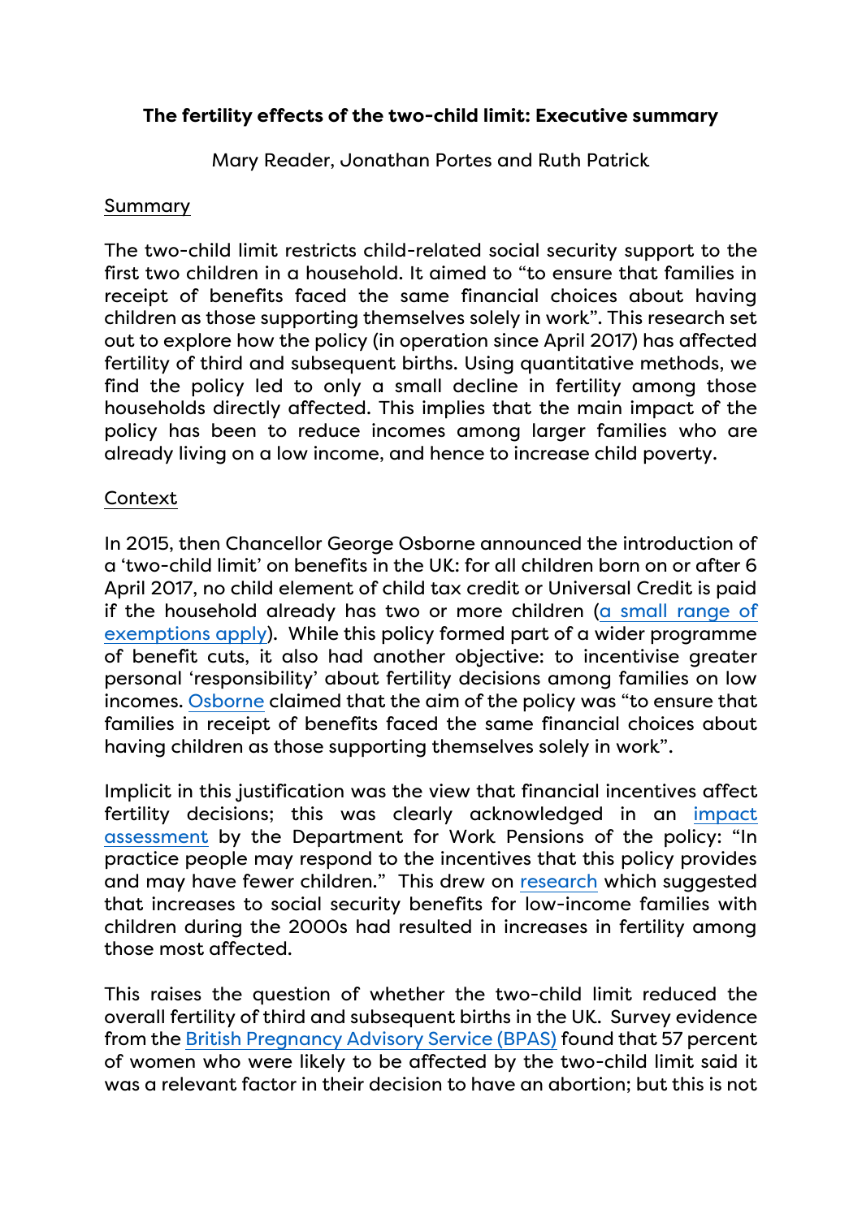**The fertility effects of the two-child limit: Executive summary**

Mary Reader, Jonathan Portes and Ruth Patrick

Summary

The two-child limit restricts child-related social security support to the first two children in a household. It aimed to "to ensure that families in receipt of benefits faced the same financial choices about having children as those supporting themselves solely in work". This research set out to explore how the policy (in operation since April 2017) has affected fertility of third and subsequent births. Using quantitative methods, we find the policy led to only a small decline in fertility among those households directly affected. This implies that the main impact of the policy has been to reduce incomes among larger families who are already living on a low income, and hence to increase child poverty.

Context

In 2015, then Chancellor George Osborne announced the introduction of a 'two-child limit' on benefits in the UK: for all children born on or after 6 April 2017, no child element of child tax credit or Universal Credit is paid if the household already has two or more children (a small range of exemptions apply). While this policy formed part of a wider programme of benefit cuts, it also had another objective: to incentivise greater personal 'responsibility' about fertility decisions among families on low incomes. Osborne claimed that the aim of the policy was "to ensure that families in receipt of benefits faced the same financial choices about having children as those supporting themselves solely in work".

Implicit in this justification was the view that financial incentives affect fertility decisions; this was clearly acknowledged in an impact assessment by the Department for Work Pensions of the policy: "In practice people may respond to the incentives that this policy provides and may have fewer children." This drew on research which suggested that increases to social security benefits for low-income families with children during the 2000s had resulted in increases in fertility among those most affected.

This raises the question of whether the two-child limit reduced the overall fertility of third and subsequent births in the UK. Survey evidence from the British Pregnancy Advisory Service (BPAS) found that 57 percent of women who were likely to be affected by the two-child limit said it was a relevant factor in their decision to have an abortion; but this is not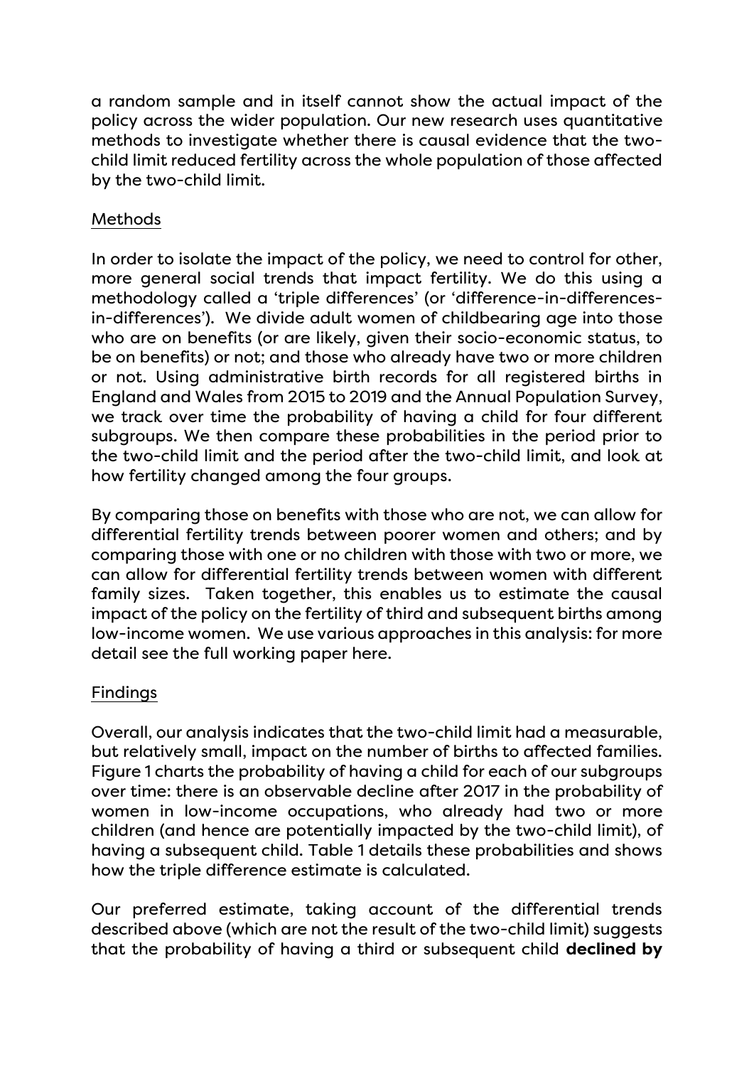a random sample and in itself cannot show the actual impact of the policy across the wider population. Our new research uses quantitative methods to investigate whether there is causal evidence that the two-child limit reduced fertility across the whole population of those affected by the two-child limit.

## Methods

In order to isolate the impact of the policy, we need to control for other, more general social trends that impact fertility. We do this using a methodology called a 'triple differences' (or 'difference-in-differences-in-differences'). We divide adult women of childbearing age into those who are on benefits (or are likely, given their socio-economic status, to be on benefits) or not; and those who already have two or more children or not. Using administrative birth records for all registered births in England and Wales from 2015 to 2019 and the Annual Population Survey, we track over time the probability of having a child for four different subgroups. We then compare these probabilities in the period prior to the two-child limit and the period after the two-child limit, and look at how fertility changed among the four groups.

By comparing those on benefits with those who are not, we can allow for differential fertility trends between poorer women and others; and by comparing those with one or no children with those with two or more, we can allow for differential fertility trends between women with different family sizes. Taken together, this enables us to estimate the causal impact of the policy on the fertility of third and subsequent births among low-income women. We use various approaches in this analysis: for more detail see the full working paper here.

## Findings

Overall, our analysis indicates that the two-child limit had a measurable, but relatively small, impact on the number of births to affected families. Figure 1 charts the probability of having a child for each of our subgroups over time: there is an observable decline after 2017 in the probability of women in low-income occupations, who already had two or more children (and hence are potentially impacted by the two-child limit), of having a subsequent child. Table 1 details these probabilities and shows how the triple difference estimate is calculated.

Our preferred estimate, taking account of the differential trends described above (which are not the result of the two-child limit) suggests that the probability of having a third or subsequent child **declined by**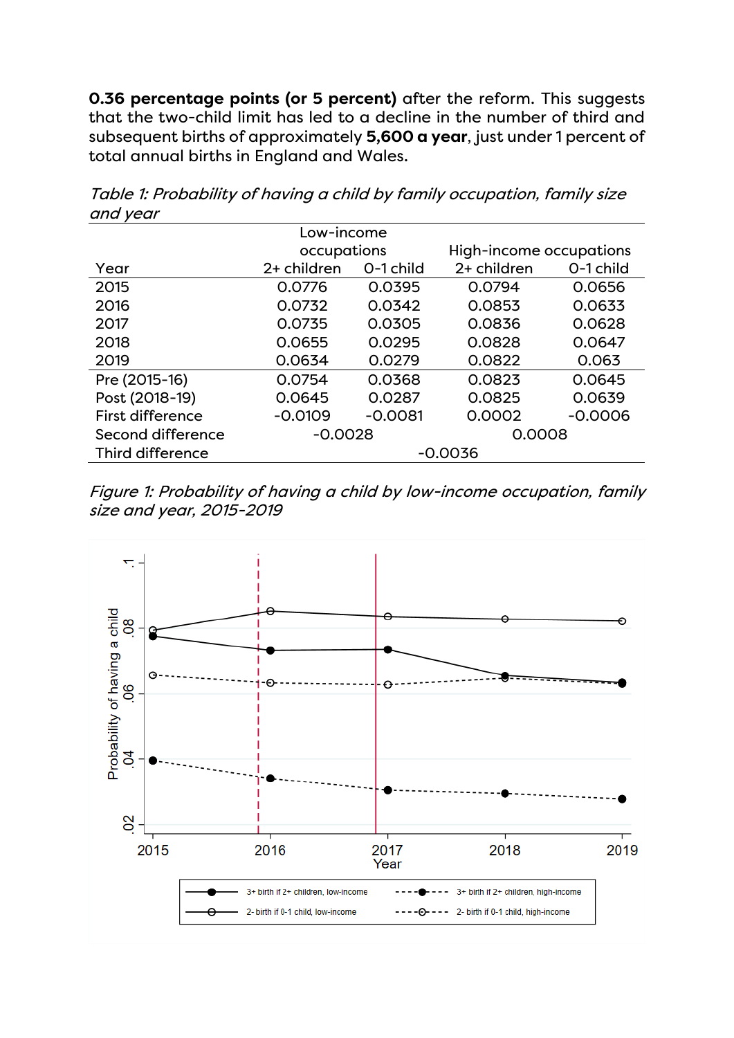**0.36 percentage points (or 5 percent)** after the reform. This suggests that the two-child limit has led to a decline in the number of third and subsequent births of approximately **5,600 a year**, just under 1 percent of total annual births in England and Wales.

*Table 1: Probability of having a child by family occupation, family size and year*

| | Low-income occupations | | High-income occupations | |
|---|---|---|---|---|
| Year | 2+ children | 0-1 child | 2+ children | 0-1 child |
| 2015 | 0.0776 | 0.0395 | 0.0794 | 0.0656 |
| 2016 | 0.0732 | 0.0342 | 0.0853 | 0.0633 |
| 2017 | 0.0735 | 0.0305 | 0.0836 | 0.0628 |
| 2018 | 0.0655 | 0.0295 | 0.0828 | 0.0647 |
| 2019 | 0.0634 | 0.0279 | 0.0822 | 0.063 |
| Pre (2015-16) | 0.0754 | 0.0368 | 0.0823 | 0.0645 |
| Post (2018-19) | 0.0645 | 0.0287 | 0.0825 | 0.0639 |
| First difference | -0.0109 | -0.0081 | 0.0002 | -0.0006 |
| Second difference | -0.0028 | | 0.0008 | |
| Third difference | -0.0036 | | | |

*Figure 1: Probability of having a child by low-income occupation, family size and year, 2015-2019*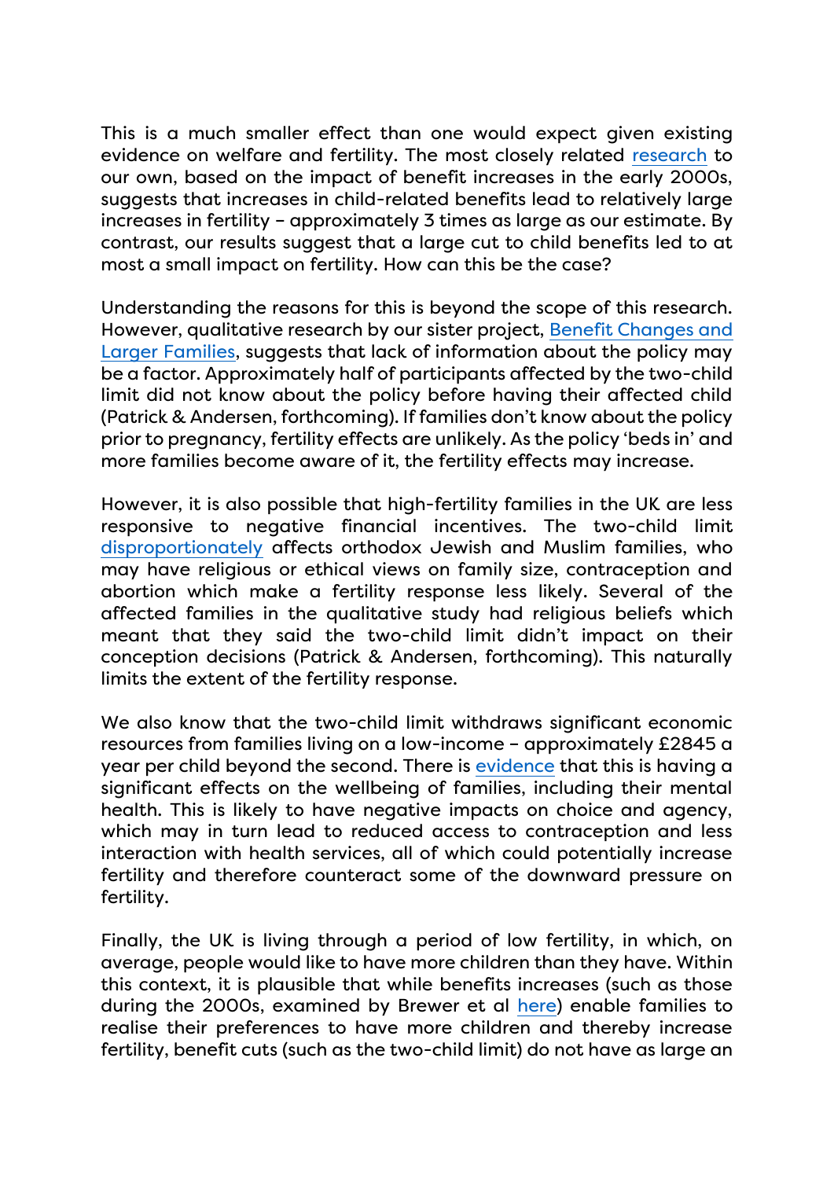This is a much smaller effect than one would expect given existing evidence on welfare and fertility. The most closely related research to our own, based on the impact of benefit increases in the early 2000s, suggests that increases in child-related benefits lead to relatively large increases in fertility – approximately 3 times as large as our estimate. By contrast, our results suggest that a large cut to child benefits led to at most a small impact on fertility. How can this be the case?

Understanding the reasons for this is beyond the scope of this research. However, qualitative research by our sister project, Benefit Changes and Larger Families, suggests that lack of information about the policy may be a factor. Approximately half of participants affected by the two-child limit did not know about the policy before having their affected child (Patrick & Andersen, forthcoming). If families don't know about the policy prior to pregnancy, fertility effects are unlikely. As the policy 'beds in' and more families become aware of it, the fertility effects may increase.

However, it is also possible that high-fertility families in the UK are less responsive to negative financial incentives. The two-child limit disproportionately affects orthodox Jewish and Muslim families, who may have religious or ethical views on family size, contraception and abortion which make a fertility response less likely. Several of the affected families in the qualitative study had religious beliefs which meant that they said the two-child limit didn't impact on their conception decisions (Patrick & Andersen, forthcoming). This naturally limits the extent of the fertility response.

We also know that the two-child limit withdraws significant economic resources from families living on a low-income – approximately £2845 a year per child beyond the second. There is evidence that this is having a significant effects on the wellbeing of families, including their mental health. This is likely to have negative impacts on choice and agency, which may in turn lead to reduced access to contraception and less interaction with health services, all of which could potentially increase fertility and therefore counteract some of the downward pressure on fertility.

Finally, the UK is living through a period of low fertility, in which, on average, people would like to have more children than they have. Within this context, it is plausible that while benefits increases (such as those during the 2000s, examined by Brewer et al here) enable families to realise their preferences to have more children and thereby increase fertility, benefit cuts (such as the two-child limit) do not have as large an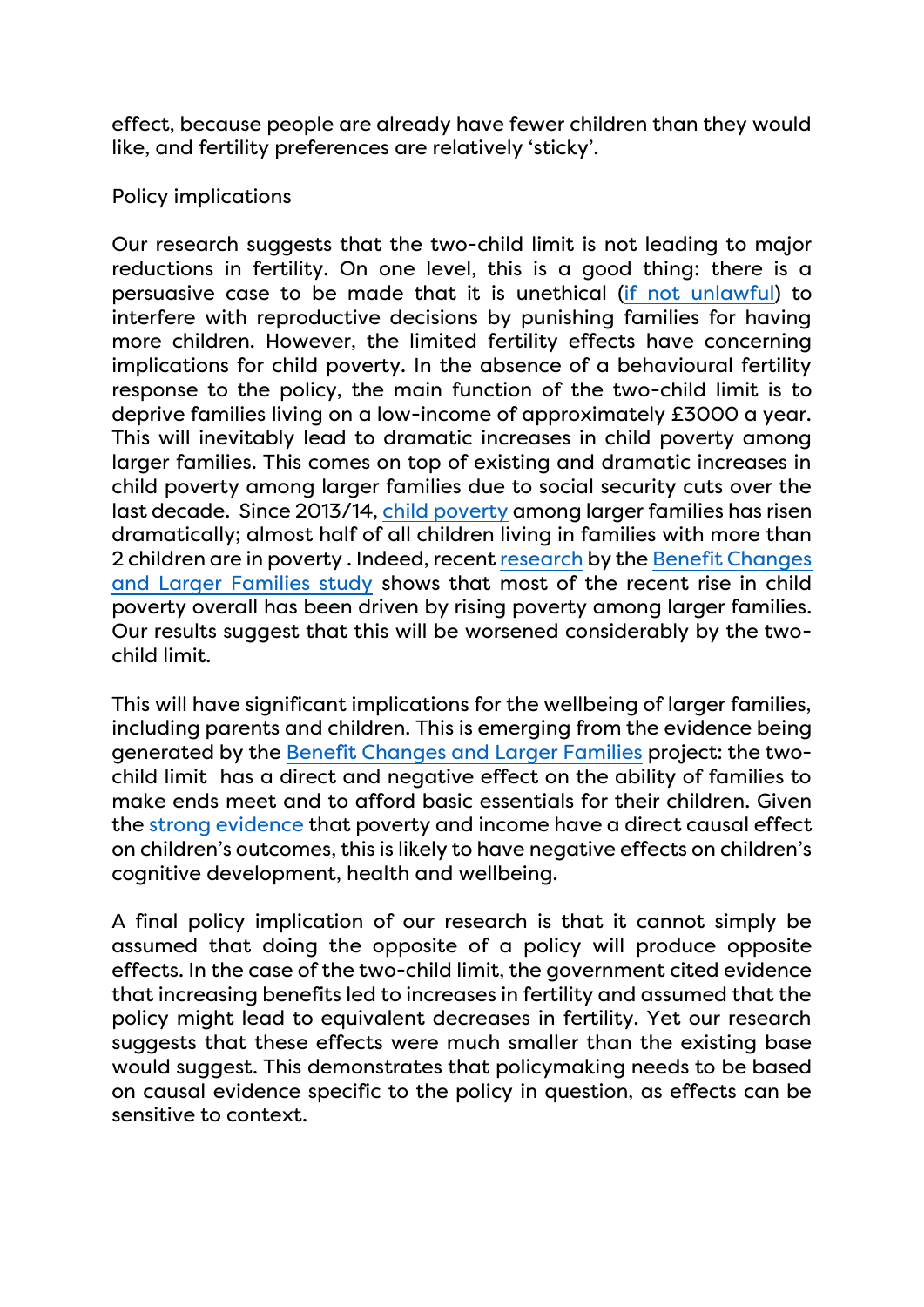effect, because people are already have fewer children than they would like, and fertility preferences are relatively 'sticky'.

Policy implications

Our research suggests that the two-child limit is not leading to major reductions in fertility. On one level, this is a good thing: there is a persuasive case to be made that it is unethical (if not unlawful) to interfere with reproductive decisions by punishing families for having more children. However, the limited fertility effects have concerning implications for child poverty. In the absence of a behavioural fertility response to the policy, the main function of the two-child limit is to deprive families living on a low-income of approximately £3000 a year. This will inevitably lead to dramatic increases in child poverty among larger families. This comes on top of existing and dramatic increases in child poverty among larger families due to social security cuts over the last decade. Since 2013/14, child poverty among larger families has risen dramatically; almost half of all children living in families with more than 2 children are in poverty . Indeed, recent research by the Benefit Changes and Larger Families study shows that most of the recent rise in child poverty overall has been driven by rising poverty among larger families. Our results suggest that this will be worsened considerably by the two-child limit.

This will have significant implications for the wellbeing of larger families, including parents and children. This is emerging from the evidence being generated by the Benefit Changes and Larger Families project: the two-child limit has a direct and negative effect on the ability of families to make ends meet and to afford basic essentials for their children. Given the strong evidence that poverty and income have a direct causal effect on children's outcomes, this is likely to have negative effects on children's cognitive development, health and wellbeing.

A final policy implication of our research is that it cannot simply be assumed that doing the opposite of a policy will produce opposite effects. In the case of the two-child limit, the government cited evidence that increasing benefits led to increases in fertility and assumed that the policy might lead to equivalent decreases in fertility. Yet our research suggests that these effects were much smaller than the existing base would suggest. This demonstrates that policymaking needs to be based on causal evidence specific to the policy in question, as effects can be sensitive to context.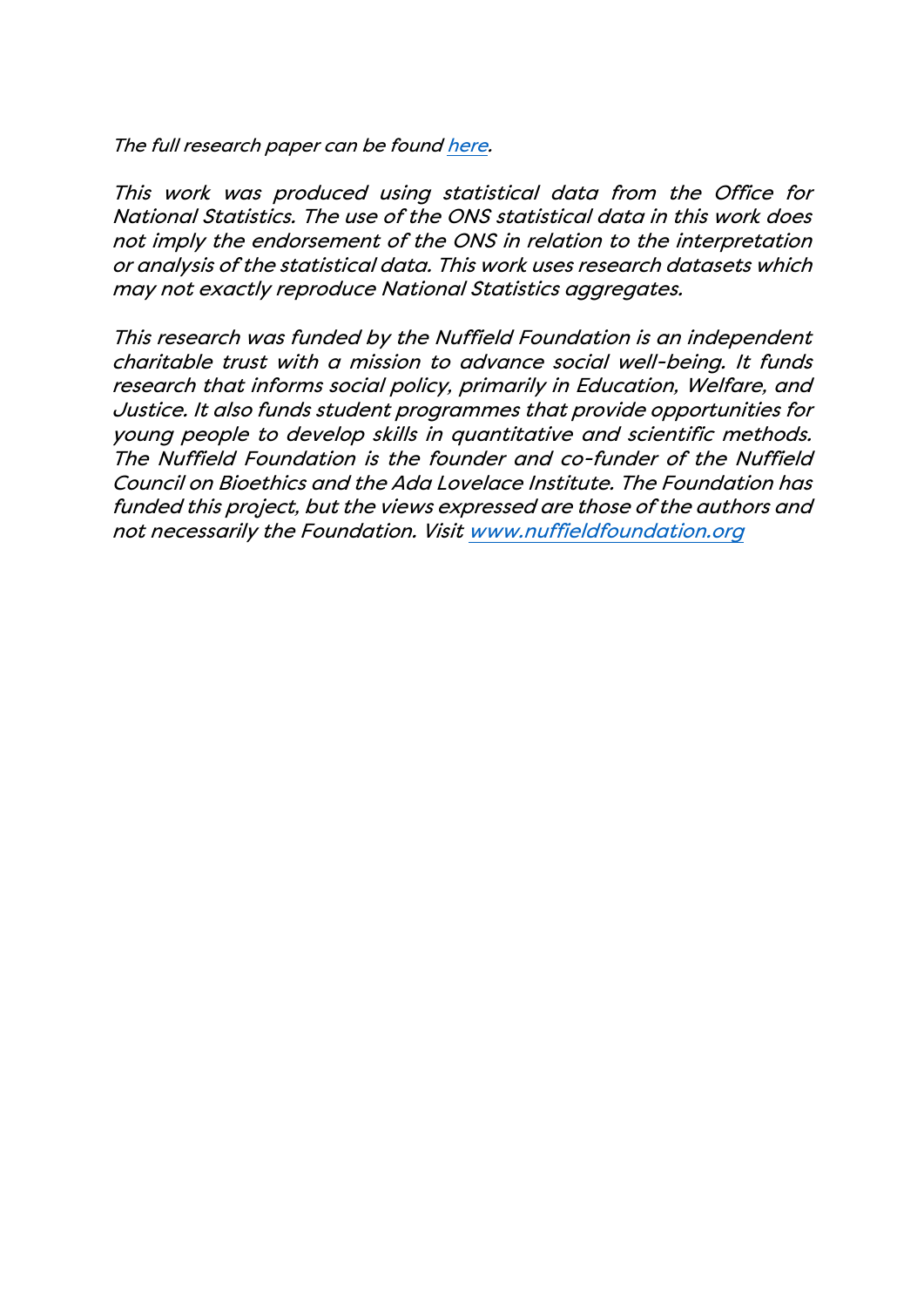*The full research paper can be found [here](#).*

*This work was produced using statistical data from the Office for National Statistics. The use of the ONS statistical data in this work does not imply the endorsement of the ONS in relation to the interpretation or analysis of the statistical data. This work uses research datasets which may not exactly reproduce National Statistics aggregates.*

*This research was funded by the Nuffield Foundation is an independent charitable trust with a mission to advance social well-being. It funds research that informs social policy, primarily in Education, Welfare, and Justice. It also funds student programmes that provide opportunities for young people to develop skills in quantitative and scientific methods. The Nuffield Foundation is the founder and co-funder of the Nuffield Council on Bioethics and the Ada Lovelace Institute. The Foundation has funded this project, but the views expressed are those of the authors and not necessarily the Foundation. Visit [www.nuffieldfoundation.org](http://www.nuffieldfoundation.org)*